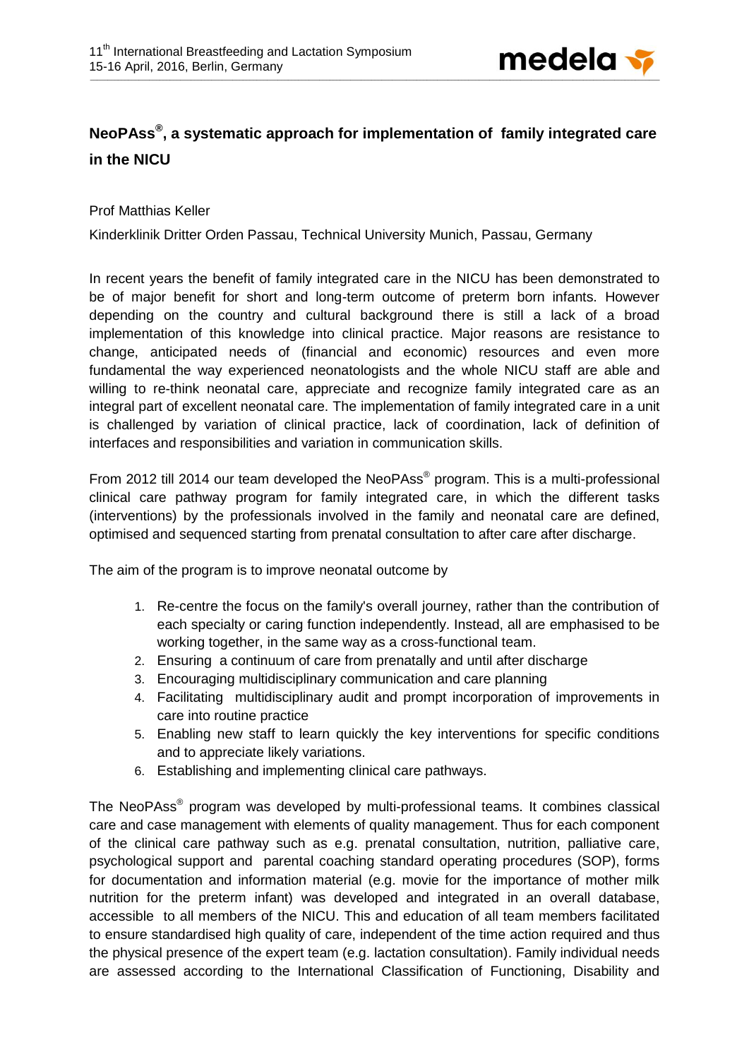# NeoPAss®, a systematic approach for implementation of family integrated care in the NICU

Prof Matthias Keller

Kinderklinik Dritter Orden Passau, Technical University Munich, Passau, Germany

In recent years the benefit of family integrated care in the NICU has been demonstrated to be of major benefit for short and long-term outcome of preterm born infants. However depending on the country and cultural background there is still a lack of a broad implementation of this knowledge into clinical practice. Major reasons are resistance to change, anticipated needs of (financial and economic) resources and even more fundamental the way experienced neonatologists and the whole NICU staff are able and willing to re-think neonatal care, appreciate and recognize family integrated care as an integral part of excellent neonatal care. The implementation of family integrated care in a unit is challenged by variation of clinical practice, lack of coordination, lack of definition of interfaces and responsibilities and variation in communication skills.

From 2012 till 2014 our team developed the NeoPAss® program. This is a multi-professional clinical care pathway program for family integrated care, in which the different tasks (interventions) by the professionals involved in the family and neonatal care are defined, optimised and sequenced starting from prenatal consultation to after care after discharge.

The aim of the program is to improve neonatal outcome by

1. Re-centre the focus on the family's overall journey, rather than the contribution of each specialty or caring function independently. Instead, all are emphasised to be working together, in the same way as a cross-functional team.
2. Ensuring a continuum of care from prenatally and until after discharge
3. Encouraging multidisciplinary communication and care planning
4. Facilitating multidisciplinary audit and prompt incorporation of improvements in care into routine practice
5. Enabling new staff to learn quickly the key interventions for specific conditions and to appreciate likely variations.
6. Establishing and implementing clinical care pathways.

The NeoPAss® program was developed by multi-professional teams. It combines classical care and case management with elements of quality management. Thus for each component of the clinical care pathway such as e.g. prenatal consultation, nutrition, palliative care, psychological support and parental coaching standard operating procedures (SOP), forms for documentation and information material (e.g. movie for the importance of mother milk nutrition for the preterm infant) was developed and integrated in an overall database, accessible to all members of the NICU. This and education of all team members facilitated to ensure standardised high quality of care, independent of the time action required and thus the physical presence of the expert team (e.g. lactation consultation). Family individual needs are assessed according to the International Classification of Functioning, Disability and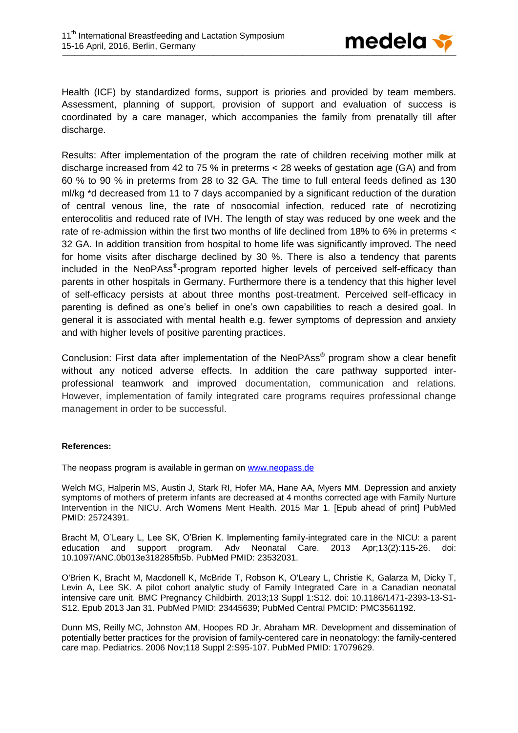Health (ICF) by standardized forms, support is priories and provided by team members. Assessment, planning of support, provision of support and evaluation of success is coordinated by a care manager, which accompanies the family from prenatally till after discharge.

Results: After implementation of the program the rate of children receiving mother milk at discharge increased from 42 to 75 % in preterms < 28 weeks of gestation age (GA) and from 60 % to 90 % in preterms from 28 to 32 GA. The time to full enteral feeds defined as 130 ml/kg *d decreased from 11 to 7 days accompanied by a significant reduction of the duration of central venous line, the rate of nosocomial infection, reduced rate of necrotizing enterocolitis and reduced rate of IVH. The length of stay was reduced by one week and the rate of re-admission within the first two months of life declined from 18% to 6% in preterms < 32 GA. In addition transition from hospital to home life was significantly improved. The need for home visits after discharge declined by 30 %. There is also a tendency that parents included in the NeoPAss®-program reported higher levels of perceived self-efficacy than parents in other hospitals in Germany. Furthermore there is a tendency that this higher level of self-efficacy persists at about three months post-treatment. Perceived self-efficacy in parenting is defined as one's belief in one's own capabilities to reach a desired goal. In general it is associated with mental health e.g. fewer symptoms of depression and anxiety and with higher levels of positive parenting practices.

Conclusion: First data after implementation of the NeoPAss® program show a clear benefit without any noticed adverse effects. In addition the care pathway supported inter-professional teamwork and improved documentation, communication and relations. However, implementation of family integrated care programs requires professional change management in order to be successful.

**References:**

The neopass program is available in german on [www.neopass.de](www.neopass.de)

Welch MG, Halperin MS, Austin J, Stark RI, Hofer MA, Hane AA, Myers MM. Depression and anxiety symptoms of mothers of preterm infants are decreased at 4 months corrected age with Family Nurture Intervention in the NICU. Arch Womens Ment Health. 2015 Mar 1. [Epub ahead of print] PubMed PMID: 25724391.

Bracht M, O'Leary L, Lee SK, O'Brien K. Implementing family-integrated care in the NICU: a parent education and support program. Adv Neonatal Care. 2013 Apr;13(2):115-26. doi: 10.1097/ANC.0b013e318285fb5b. PubMed PMID: 23532031.

O'Brien K, Bracht M, Macdonell K, McBride T, Robson K, O'Leary L, Christie K, Galarza M, Dicky T, Levin A, Lee SK. A pilot cohort analytic study of Family Integrated Care in a Canadian neonatal intensive care unit. BMC Pregnancy Childbirth. 2013;13 Suppl 1:S12. doi: 10.1186/1471-2393-13-S1-S12. Epub 2013 Jan 31. PubMed PMID: 23445639; PubMed Central PMCID: PMC3561192.

Dunn MS, Reilly MC, Johnston AM, Hoopes RD Jr, Abraham MR. Development and dissemination of potentially better practices for the provision of family-centered care in neonatology: the family-centered care map. Pediatrics. 2006 Nov;118 Suppl 2:S95-107. PubMed PMID: 17079629.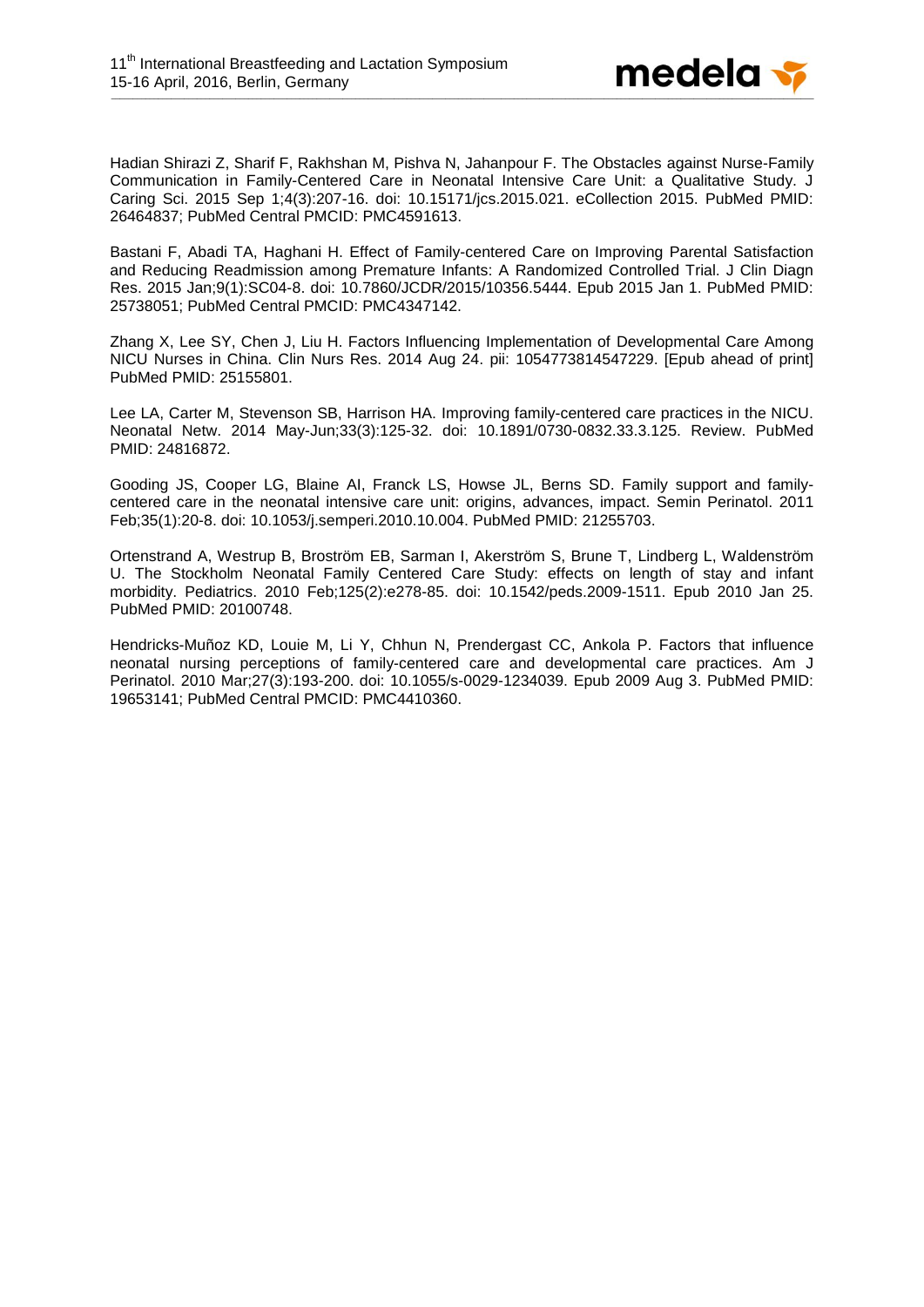Hadian Shirazi Z, Sharif F, Rakhshan M, Pishva N, Jahanpour F. The Obstacles against Nurse-Family Communication in Family-Centered Care in Neonatal Intensive Care Unit: a Qualitative Study. J Caring Sci. 2015 Sep 1;4(3):207-16. doi: 10.15171/jcs.2015.021. eCollection 2015. PubMed PMID: 26464837; PubMed Central PMCID: PMC4591613.

Bastani F, Abadi TA, Haghani H. Effect of Family-centered Care on Improving Parental Satisfaction and Reducing Readmission among Premature Infants: A Randomized Controlled Trial. J Clin Diagn Res. 2015 Jan;9(1):SC04-8. doi: 10.7860/JCDR/2015/10356.5444. Epub 2015 Jan 1. PubMed PMID: 25738051; PubMed Central PMCID: PMC4347142.

Zhang X, Lee SY, Chen J, Liu H. Factors Influencing Implementation of Developmental Care Among NICU Nurses in China. Clin Nurs Res. 2014 Aug 24. pii: 1054773814547229. [Epub ahead of print] PubMed PMID: 25155801.

Lee LA, Carter M, Stevenson SB, Harrison HA. Improving family-centered care practices in the NICU. Neonatal Netw. 2014 May-Jun;33(3):125-32. doi: 10.1891/0730-0832.33.3.125. Review. PubMed PMID: 24816872.

Gooding JS, Cooper LG, Blaine AI, Franck LS, Howse JL, Berns SD. Family support and family-centered care in the neonatal intensive care unit: origins, advances, impact. Semin Perinatol. 2011 Feb;35(1):20-8. doi: 10.1053/j.semperi.2010.10.004. PubMed PMID: 21255703.

Ortenstrand A, Westrup B, Broström EB, Sarman I, Akerström S, Brune T, Lindberg L, Waldenström U. The Stockholm Neonatal Family Centered Care Study: effects on length of stay and infant morbidity. Pediatrics. 2010 Feb;125(2):e278-85. doi: 10.1542/peds.2009-1511. Epub 2010 Jan 25. PubMed PMID: 20100748.

Hendricks-Muñoz KD, Louie M, Li Y, Chhun N, Prendergast CC, Ankola P. Factors that influence neonatal nursing perceptions of family-centered care and developmental care practices. Am J Perinatol. 2010 Mar;27(3):193-200. doi: 10.1055/s-0029-1234039. Epub 2009 Aug 3. PubMed PMID: 19653141; PubMed Central PMCID: PMC4410360.